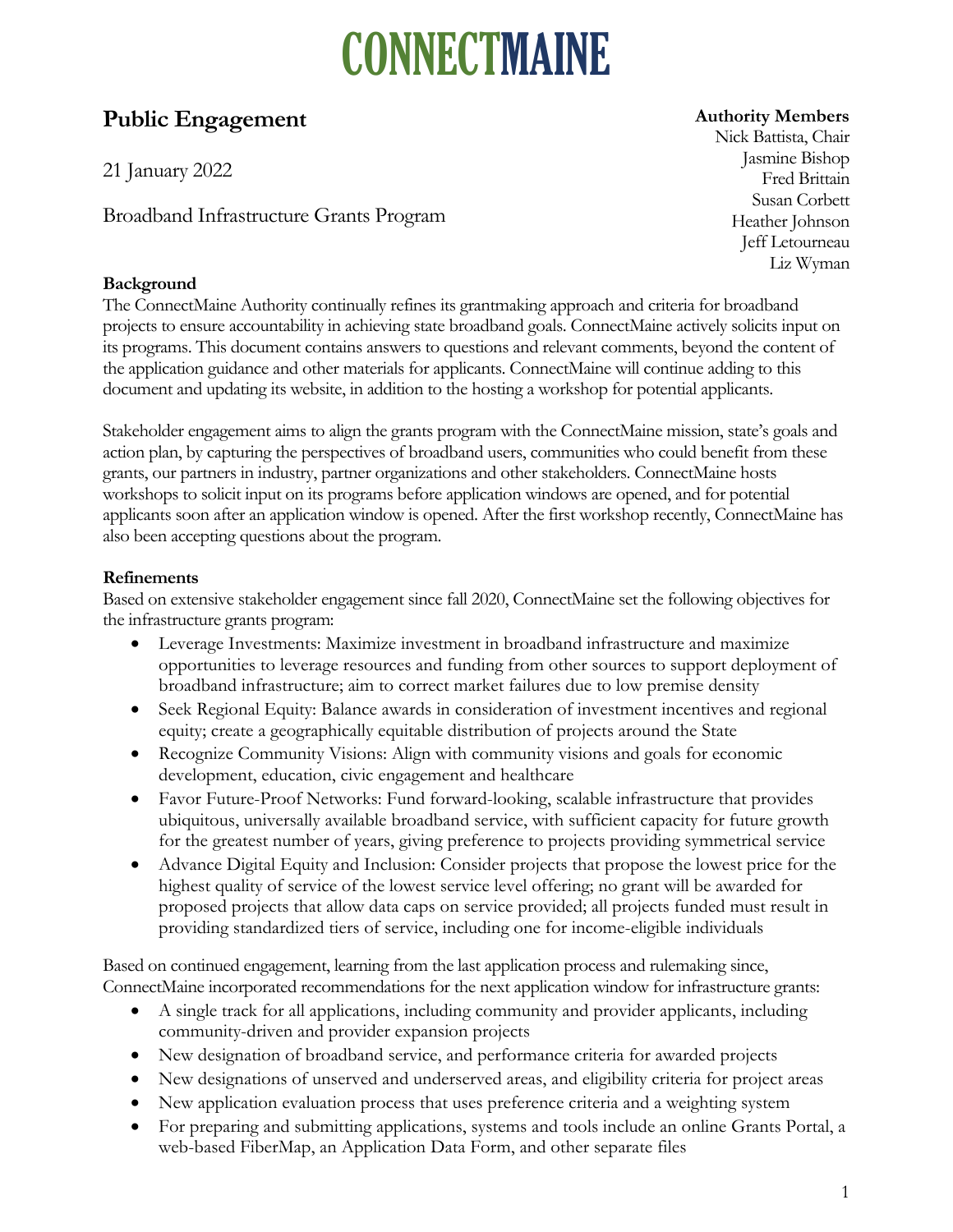# CONNECTMAINE

## Public Engagement

**Authority Members**
Nick Battista, Chair
Jasmine Bishop
Fred Brittain
Susan Corbett
Heather Johnson
Jeff Letourneau
Liz Wyman

21 January 2022

Broadband Infrastructure Grants Program

**Background**

The ConnectMaine Authority continually refines its grantmaking approach and criteria for broadband projects to ensure accountability in achieving state broadband goals. ConnectMaine actively solicits input on its programs. This document contains answers to questions and relevant comments, beyond the content of the application guidance and other materials for applicants. ConnectMaine will continue adding to this document and updating its website, in addition to the hosting a workshop for potential applicants.

Stakeholder engagement aims to align the grants program with the ConnectMaine mission, state's goals and action plan, by capturing the perspectives of broadband users, communities who could benefit from these grants, our partners in industry, partner organizations and other stakeholders. ConnectMaine hosts workshops to solicit input on its programs before application windows are opened, and for potential applicants soon after an application window is opened. After the first workshop recently, ConnectMaine has also been accepting questions about the program.

**Refinements**

Based on extensive stakeholder engagement since fall 2020, ConnectMaine set the following objectives for the infrastructure grants program:

- Leverage Investments: Maximize investment in broadband infrastructure and maximize opportunities to leverage resources and funding from other sources to support deployment of broadband infrastructure; aim to correct market failures due to low premise density
- Seek Regional Equity: Balance awards in consideration of investment incentives and regional equity; create a geographically equitable distribution of projects around the State
- Recognize Community Visions: Align with community visions and goals for economic development, education, civic engagement and healthcare
- Favor Future-Proof Networks: Fund forward-looking, scalable infrastructure that provides ubiquitous, universally available broadband service, with sufficient capacity for future growth for the greatest number of years, giving preference to projects providing symmetrical service
- Advance Digital Equity and Inclusion: Consider projects that propose the lowest price for the highest quality of service of the lowest service level offering; no grant will be awarded for proposed projects that allow data caps on service provided; all projects funded must result in providing standardized tiers of service, including one for income-eligible individuals

Based on continued engagement, learning from the last application process and rulemaking since, ConnectMaine incorporated recommendations for the next application window for infrastructure grants:

- A single track for all applications, including community and provider applicants, including community-driven and provider expansion projects
- New designation of broadband service, and performance criteria for awarded projects
- New designations of unserved and underserved areas, and eligibility criteria for project areas
- New application evaluation process that uses preference criteria and a weighting system
- For preparing and submitting applications, systems and tools include an online Grants Portal, a web-based FiberMap, an Application Data Form, and other separate files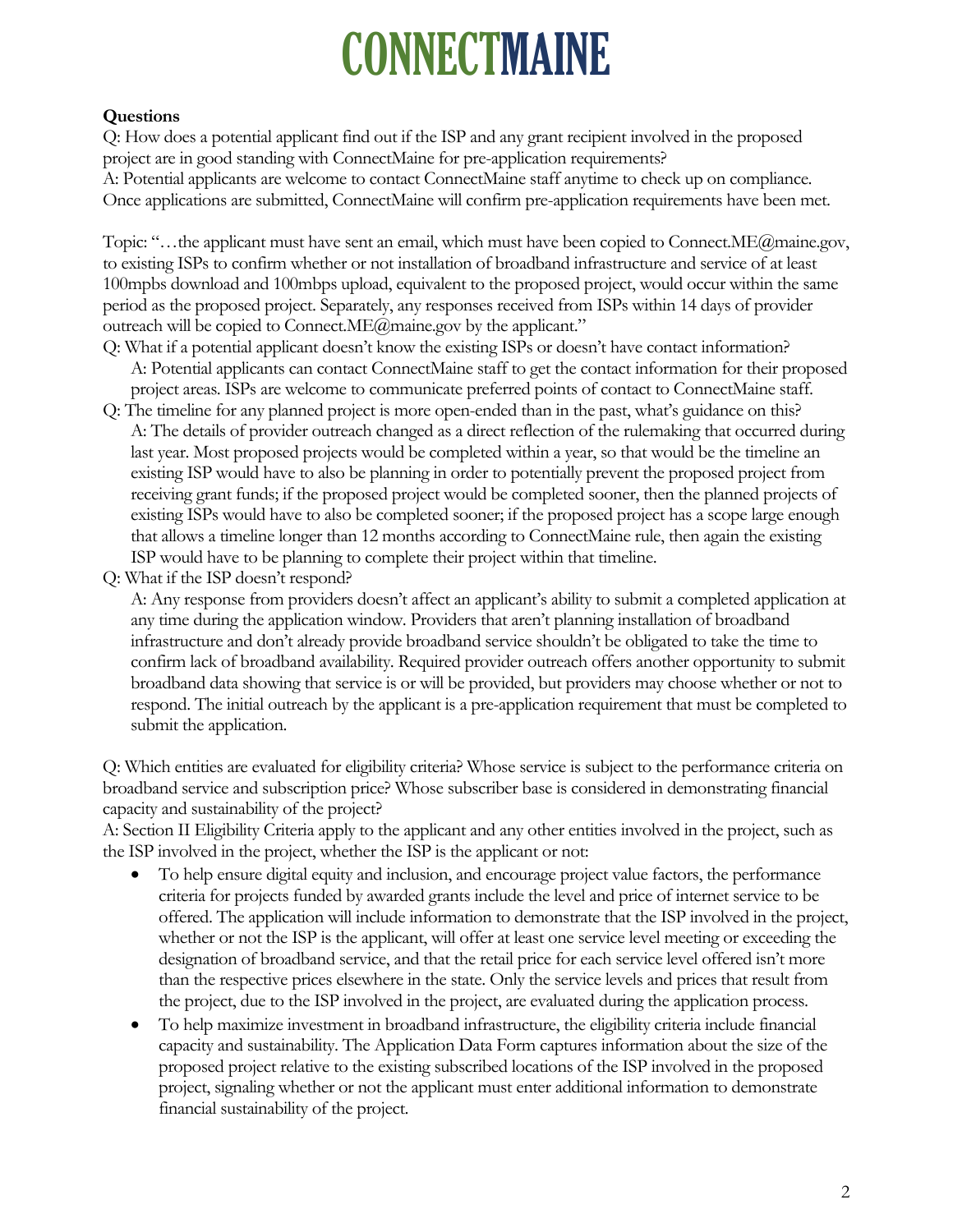# CONNECTMAINE

**Questions**

Q: How does a potential applicant find out if the ISP and any grant recipient involved in the proposed project are in good standing with ConnectMaine for pre-application requirements?
A: Potential applicants are welcome to contact ConnectMaine staff anytime to check up on compliance. Once applications are submitted, ConnectMaine will confirm pre-application requirements have been met.

Topic: "…the applicant must have sent an email, which must have been copied to Connect.ME@maine.gov, to existing ISPs to confirm whether or not installation of broadband infrastructure and service of at least 100mpbs download and 100mbps upload, equivalent to the proposed project, would occur within the same period as the proposed project. Separately, any responses received from ISPs within 14 days of provider outreach will be copied to Connect.ME@maine.gov by the applicant."

Q: What if a potential applicant doesn't know the existing ISPs or doesn't have contact information?
A: Potential applicants can contact ConnectMaine staff to get the contact information for their proposed project areas. ISPs are welcome to communicate preferred points of contact to ConnectMaine staff.

Q: The timeline for any planned project is more open-ended than in the past, what's guidance on this?
A: The details of provider outreach changed as a direct reflection of the rulemaking that occurred during last year. Most proposed projects would be completed within a year, so that would be the timeline an existing ISP would have to also be planning in order to potentially prevent the proposed project from receiving grant funds; if the proposed project would be completed sooner, then the planned projects of existing ISPs would have to also be completed sooner; if the proposed project has a scope large enough that allows a timeline longer than 12 months according to ConnectMaine rule, then again the existing ISP would have to be planning to complete their project within that timeline.

Q: What if the ISP doesn't respond?
A: Any response from providers doesn't affect an applicant's ability to submit a completed application at any time during the application window. Providers that aren't planning installation of broadband infrastructure and don't already provide broadband service shouldn't be obligated to take the time to confirm lack of broadband availability. Required provider outreach offers another opportunity to submit broadband data showing that service is or will be provided, but providers may choose whether or not to respond. The initial outreach by the applicant is a pre-application requirement that must be completed to submit the application.

Q: Which entities are evaluated for eligibility criteria? Whose service is subject to the performance criteria on broadband service and subscription price? Whose subscriber base is considered in demonstrating financial capacity and sustainability of the project?
A: Section II Eligibility Criteria apply to the applicant and any other entities involved in the project, such as the ISP involved in the project, whether the ISP is the applicant or not:

- To help ensure digital equity and inclusion, and encourage project value factors, the performance criteria for projects funded by awarded grants include the level and price of internet service to be offered. The application will include information to demonstrate that the ISP involved in the project, whether or not the ISP is the applicant, will offer at least one service level meeting or exceeding the designation of broadband service, and that the retail price for each service level offered isn't more than the respective prices elsewhere in the state. Only the service levels and prices that result from the project, due to the ISP involved in the project, are evaluated during the application process.
- To help maximize investment in broadband infrastructure, the eligibility criteria include financial capacity and sustainability. The Application Data Form captures information about the size of the proposed project relative to the existing subscribed locations of the ISP involved in the proposed project, signaling whether or not the applicant must enter additional information to demonstrate financial sustainability of the project.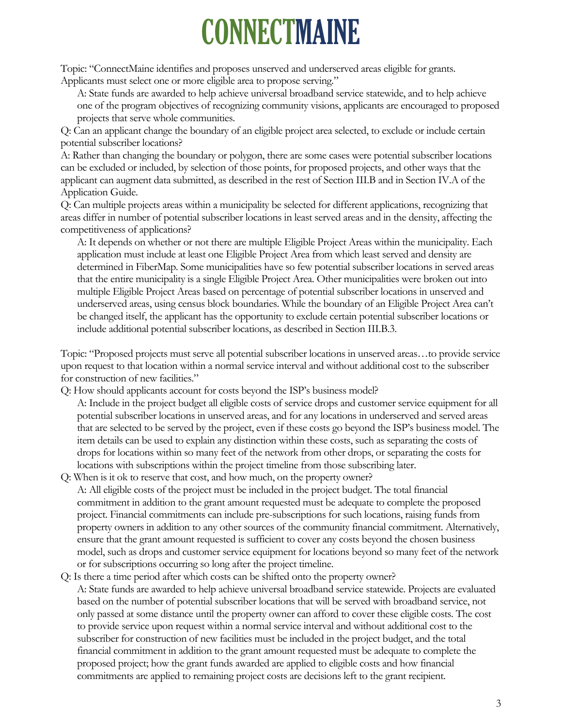Topic: "ConnectMaine identifies and proposes unserved and underserved areas eligible for grants. Applicants must select one or more eligible area to propose serving."

A: State funds are awarded to help achieve universal broadband service statewide, and to help achieve one of the program objectives of recognizing community visions, applicants are encouraged to proposed projects that serve whole communities.

Q: Can an applicant change the boundary of an eligible project area selected, to exclude or include certain potential subscriber locations?

A: Rather than changing the boundary or polygon, there are some cases were potential subscriber locations can be excluded or included, by selection of those points, for proposed projects, and other ways that the applicant can augment data submitted, as described in the rest of Section III.B and in Section IV.A of the Application Guide.

Q: Can multiple projects areas within a municipality be selected for different applications, recognizing that areas differ in number of potential subscriber locations in least served areas and in the density, affecting the competitiveness of applications?

A: It depends on whether or not there are multiple Eligible Project Areas within the municipality. Each application must include at least one Eligible Project Area from which least served and density are determined in FiberMap. Some municipalities have so few potential subscriber locations in served areas that the entire municipality is a single Eligible Project Area. Other municipalities were broken out into multiple Eligible Project Areas based on percentage of potential subscriber locations in unserved and underserved areas, using census block boundaries. While the boundary of an Eligible Project Area can't be changed itself, the applicant has the opportunity to exclude certain potential subscriber locations or include additional potential subscriber locations, as described in Section III.B.3.

Topic: "Proposed projects must serve all potential subscriber locations in unserved areas…to provide service upon request to that location within a normal service interval and without additional cost to the subscriber for construction of new facilities."

Q: How should applicants account for costs beyond the ISP's business model?

A: Include in the project budget all eligible costs of service drops and customer service equipment for all potential subscriber locations in unserved areas, and for any locations in underserved and served areas that are selected to be served by the project, even if these costs go beyond the ISP's business model. The item details can be used to explain any distinction within these costs, such as separating the costs of drops for locations within so many feet of the network from other drops, or separating the costs for locations with subscriptions within the project timeline from those subscribing later.

Q: When is it ok to reserve that cost, and how much, on the property owner?

A: All eligible costs of the project must be included in the project budget. The total financial commitment in addition to the grant amount requested must be adequate to complete the proposed project. Financial commitments can include pre-subscriptions for such locations, raising funds from property owners in addition to any other sources of the community financial commitment. Alternatively, ensure that the grant amount requested is sufficient to cover any costs beyond the chosen business model, such as drops and customer service equipment for locations beyond so many feet of the network or for subscriptions occurring so long after the project timeline.

Q: Is there a time period after which costs can be shifted onto the property owner?

A: State funds are awarded to help achieve universal broadband service statewide. Projects are evaluated based on the number of potential subscriber locations that will be served with broadband service, not only passed at some distance until the property owner can afford to cover these eligible costs. The cost to provide service upon request within a normal service interval and without additional cost to the subscriber for construction of new facilities must be included in the project budget, and the total financial commitment in addition to the grant amount requested must be adequate to complete the proposed project; how the grant funds awarded are applied to eligible costs and how financial commitments are applied to remaining project costs are decisions left to the grant recipient.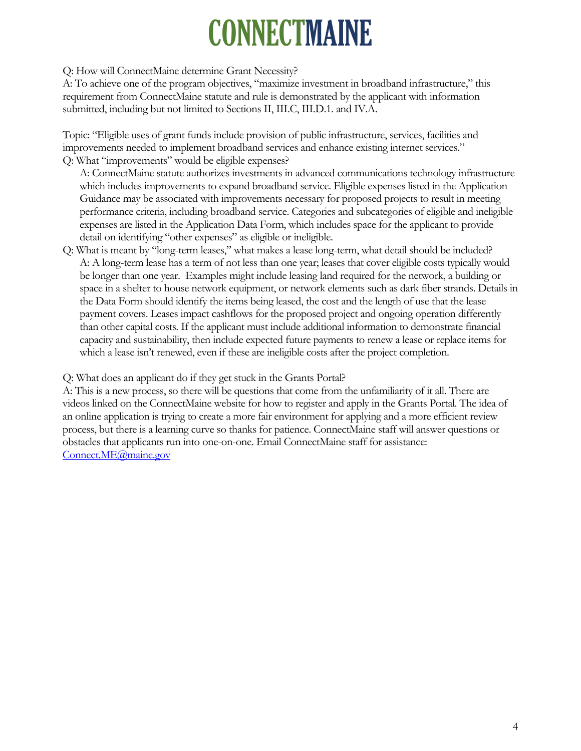Q: How will ConnectMaine determine Grant Necessity?
A: To achieve one of the program objectives, "maximize investment in broadband infrastructure," this requirement from ConnectMaine statute and rule is demonstrated by the applicant with information submitted, including but not limited to Sections II, III.C, III.D.1. and IV.A.

Topic: "Eligible uses of grant funds include provision of public infrastructure, services, facilities and improvements needed to implement broadband services and enhance existing internet services."
Q: What "improvements" would be eligible expenses?

A: ConnectMaine statute authorizes investments in advanced communications technology infrastructure which includes improvements to expand broadband service. Eligible expenses listed in the Application Guidance may be associated with improvements necessary for proposed projects to result in meeting performance criteria, including broadband service. Categories and subcategories of eligible and ineligible expenses are listed in the Application Data Form, which includes space for the applicant to provide detail on identifying "other expenses" as eligible or ineligible.

Q: What is meant by "long-term leases," what makes a lease long-term, what detail should be included?

A: A long-term lease has a term of not less than one year; leases that cover eligible costs typically would be longer than one year. Examples might include leasing land required for the network, a building or space in a shelter to house network equipment, or network elements such as dark fiber strands. Details in the Data Form should identify the items being leased, the cost and the length of use that the lease payment covers. Leases impact cashflows for the proposed project and ongoing operation differently than other capital costs. If the applicant must include additional information to demonstrate financial capacity and sustainability, then include expected future payments to renew a lease or replace items for which a lease isn't renewed, even if these are ineligible costs after the project completion.

Q: What does an applicant do if they get stuck in the Grants Portal?
A: This is a new process, so there will be questions that come from the unfamiliarity of it all. There are videos linked on the ConnectMaine website for how to register and apply in the Grants Portal. The idea of an online application is trying to create a more fair environment for applying and a more efficient review process, but there is a learning curve so thanks for patience. ConnectMaine staff will answer questions or obstacles that applicants run into one-on-one. Email ConnectMaine staff for assistance: Connect.ME@maine.gov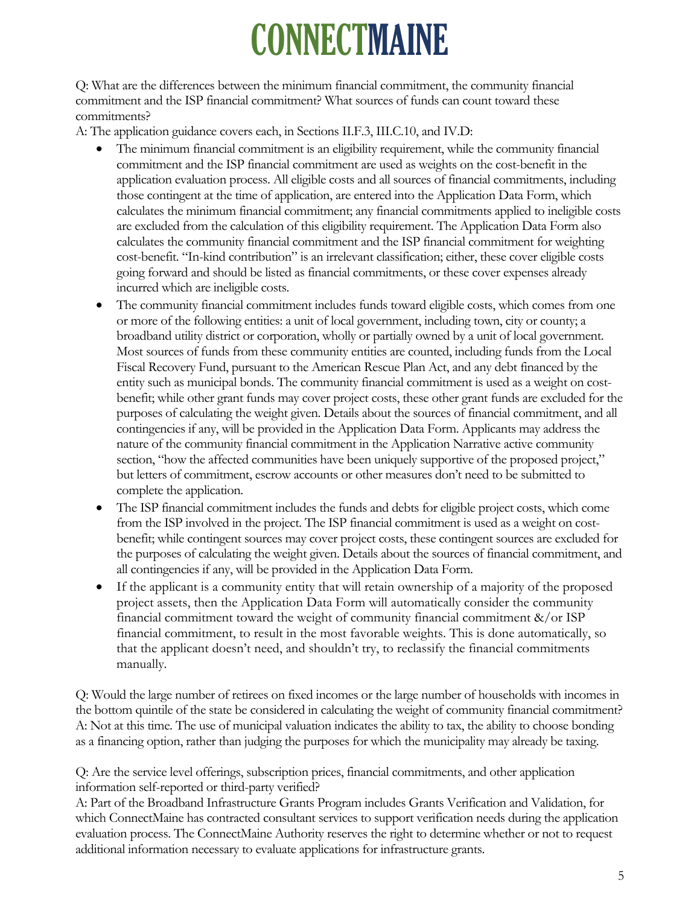Q: What are the differences between the minimum financial commitment, the community financial commitment and the ISP financial commitment? What sources of funds can count toward these commitments?
A: The application guidance covers each, in Sections II.F.3, III.C.10, and IV.D:

- The minimum financial commitment is an eligibility requirement, while the community financial commitment and the ISP financial commitment are used as weights on the cost-benefit in the application evaluation process. All eligible costs and all sources of financial commitments, including those contingent at the time of application, are entered into the Application Data Form, which calculates the minimum financial commitment; any financial commitments applied to ineligible costs are excluded from the calculation of this eligibility requirement. The Application Data Form also calculates the community financial commitment and the ISP financial commitment for weighting cost-benefit. "In-kind contribution" is an irrelevant classification; either, these cover eligible costs going forward and should be listed as financial commitments, or these cover expenses already incurred which are ineligible costs.
- The community financial commitment includes funds toward eligible costs, which comes from one or more of the following entities: a unit of local government, including town, city or county; a broadband utility district or corporation, wholly or partially owned by a unit of local government. Most sources of funds from these community entities are counted, including funds from the Local Fiscal Recovery Fund, pursuant to the American Rescue Plan Act, and any debt financed by the entity such as municipal bonds. The community financial commitment is used as a weight on cost-benefit; while other grant funds may cover project costs, these other grant funds are excluded for the purposes of calculating the weight given. Details about the sources of financial commitment, and all contingencies if any, will be provided in the Application Data Form. Applicants may address the nature of the community financial commitment in the Application Narrative active community section, "how the affected communities have been uniquely supportive of the proposed project," but letters of commitment, escrow accounts or other measures don't need to be submitted to complete the application.
- The ISP financial commitment includes the funds and debts for eligible project costs, which come from the ISP involved in the project. The ISP financial commitment is used as a weight on cost-benefit; while contingent sources may cover project costs, these contingent sources are excluded for the purposes of calculating the weight given. Details about the sources of financial commitment, and all contingencies if any, will be provided in the Application Data Form.
- If the applicant is a community entity that will retain ownership of a majority of the proposed project assets, then the Application Data Form will automatically consider the community financial commitment toward the weight of community financial commitment &/or ISP financial commitment, to result in the most favorable weights. This is done automatically, so that the applicant doesn't need, and shouldn't try, to reclassify the financial commitments manually.

Q: Would the large number of retirees on fixed incomes or the large number of households with incomes in the bottom quintile of the state be considered in calculating the weight of community financial commitment?
A: Not at this time. The use of municipal valuation indicates the ability to tax, the ability to choose bonding as a financing option, rather than judging the purposes for which the municipality may already be taxing.

Q: Are the service level offerings, subscription prices, financial commitments, and other application information self-reported or third-party verified?
A: Part of the Broadband Infrastructure Grants Program includes Grants Verification and Validation, for which ConnectMaine has contracted consultant services to support verification needs during the application evaluation process. The ConnectMaine Authority reserves the right to determine whether or not to request additional information necessary to evaluate applications for infrastructure grants.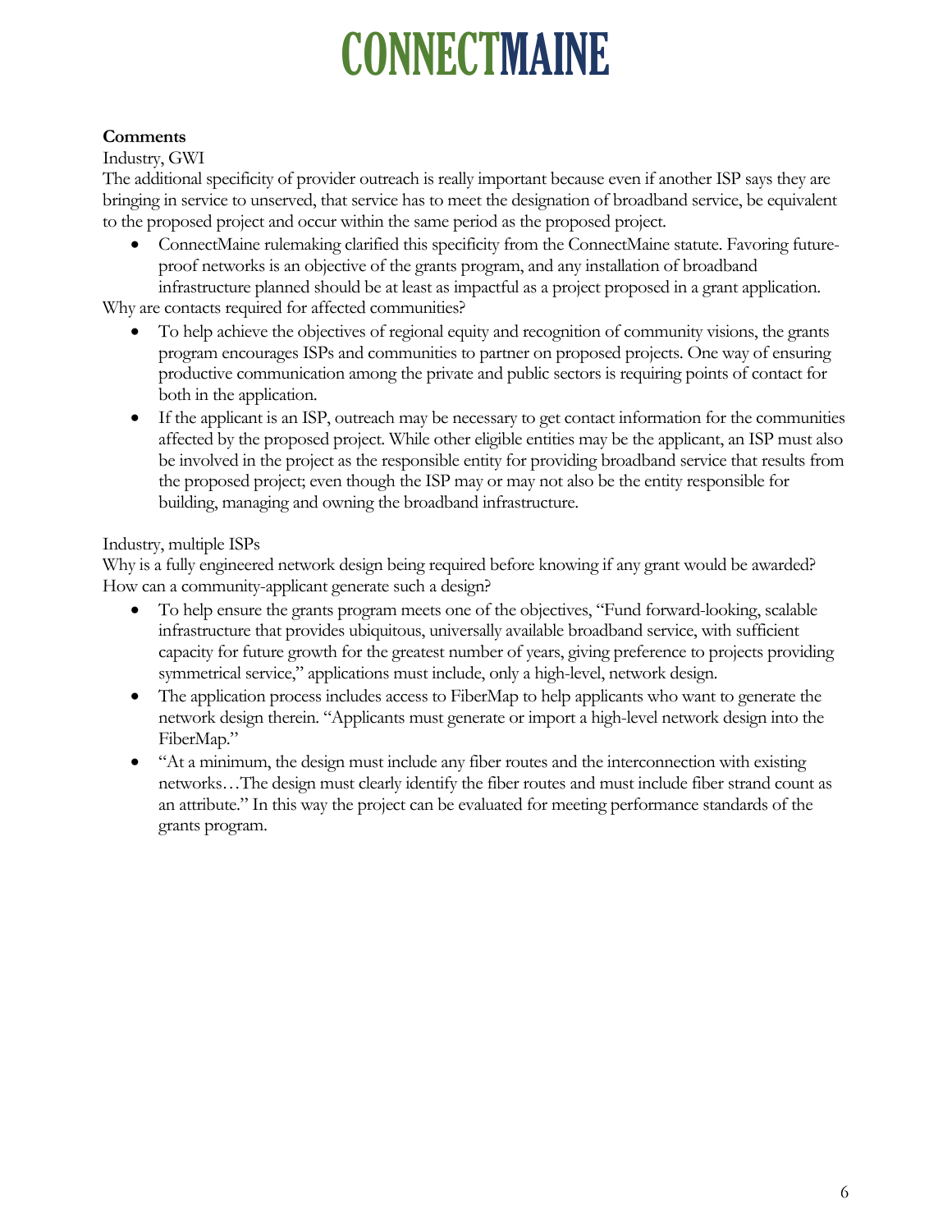# CONNECTMAINE

**Comments**

Industry, GWI

The additional specificity of provider outreach is really important because even if another ISP says they are bringing in service to unserved, that service has to meet the designation of broadband service, be equivalent to the proposed project and occur within the same period as the proposed project.

- ConnectMaine rulemaking clarified this specificity from the ConnectMaine statute. Favoring future-proof networks is an objective of the grants program, and any installation of broadband infrastructure planned should be at least as impactful as a project proposed in a grant application.

Why are contacts required for affected communities?

- To help achieve the objectives of regional equity and recognition of community visions, the grants program encourages ISPs and communities to partner on proposed projects. One way of ensuring productive communication among the private and public sectors is requiring points of contact for both in the application.
- If the applicant is an ISP, outreach may be necessary to get contact information for the communities affected by the proposed project. While other eligible entities may be the applicant, an ISP must also be involved in the project as the responsible entity for providing broadband service that results from the proposed project; even though the ISP may or may not also be the entity responsible for building, managing and owning the broadband infrastructure.

Industry, multiple ISPs

Why is a fully engineered network design being required before knowing if any grant would be awarded? How can a community-applicant generate such a design?

- To help ensure the grants program meets one of the objectives, "Fund forward-looking, scalable infrastructure that provides ubiquitous, universally available broadband service, with sufficient capacity for future growth for the greatest number of years, giving preference to projects providing symmetrical service," applications must include, only a high-level, network design.
- The application process includes access to FiberMap to help applicants who want to generate the network design therein. "Applicants must generate or import a high-level network design into the FiberMap."
- "At a minimum, the design must include any fiber routes and the interconnection with existing networks…The design must clearly identify the fiber routes and must include fiber strand count as an attribute." In this way the project can be evaluated for meeting performance standards of the grants program.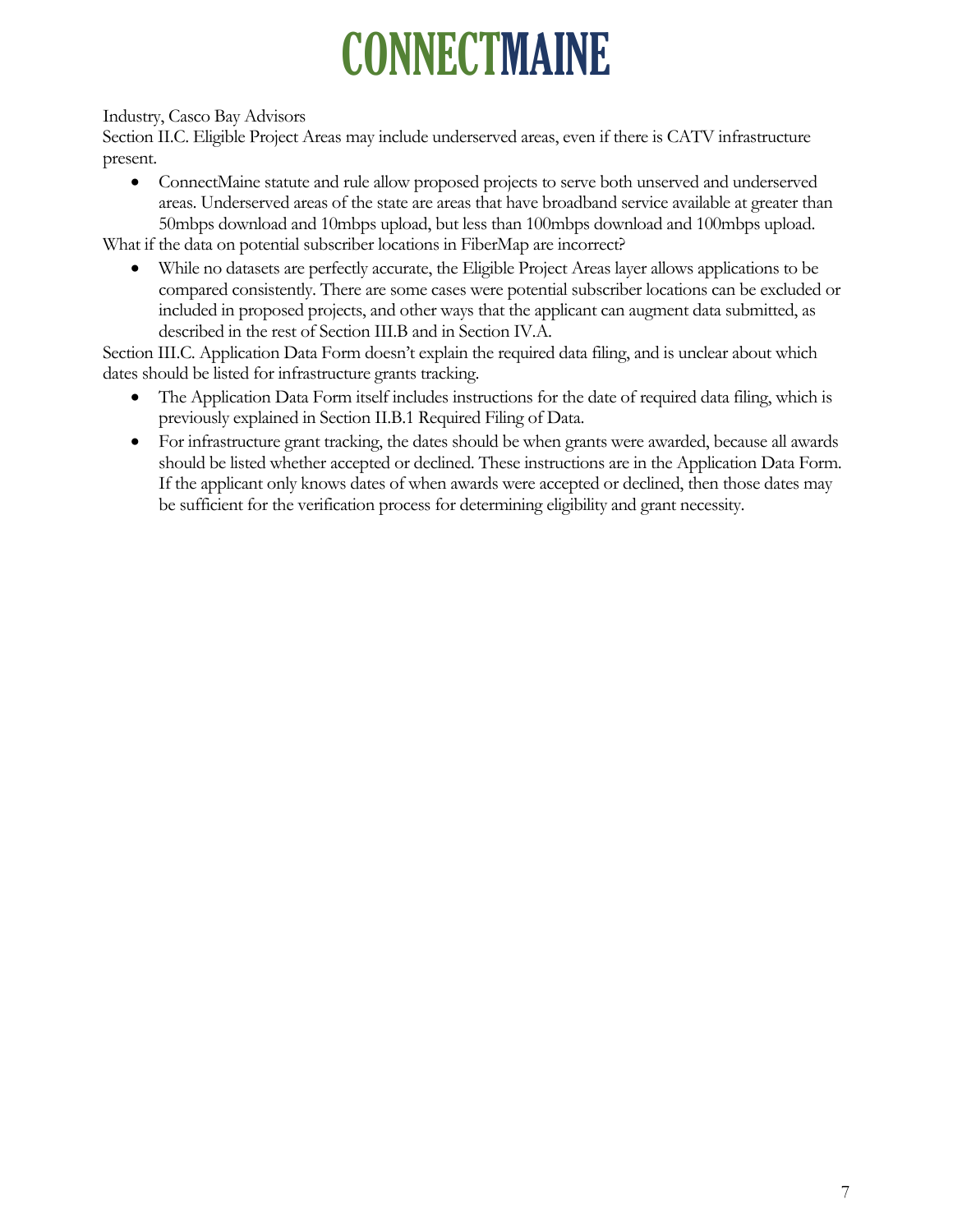Industry, Casco Bay Advisors

Section II.C. Eligible Project Areas may include underserved areas, even if there is CATV infrastructure present.

- ConnectMaine statute and rule allow proposed projects to serve both unserved and underserved areas. Underserved areas of the state are areas that have broadband service available at greater than 50mbps download and 10mbps upload, but less than 100mbps download and 100mbps upload.

What if the data on potential subscriber locations in FiberMap are incorrect?

- While no datasets are perfectly accurate, the Eligible Project Areas layer allows applications to be compared consistently. There are some cases were potential subscriber locations can be excluded or included in proposed projects, and other ways that the applicant can augment data submitted, as described in the rest of Section III.B and in Section IV.A.

Section III.C. Application Data Form doesn't explain the required data filing, and is unclear about which dates should be listed for infrastructure grants tracking.

- The Application Data Form itself includes instructions for the date of required data filing, which is previously explained in Section II.B.1 Required Filing of Data.
- For infrastructure grant tracking, the dates should be when grants were awarded, because all awards should be listed whether accepted or declined. These instructions are in the Application Data Form. If the applicant only knows dates of when awards were accepted or declined, then those dates may be sufficient for the verification process for determining eligibility and grant necessity.